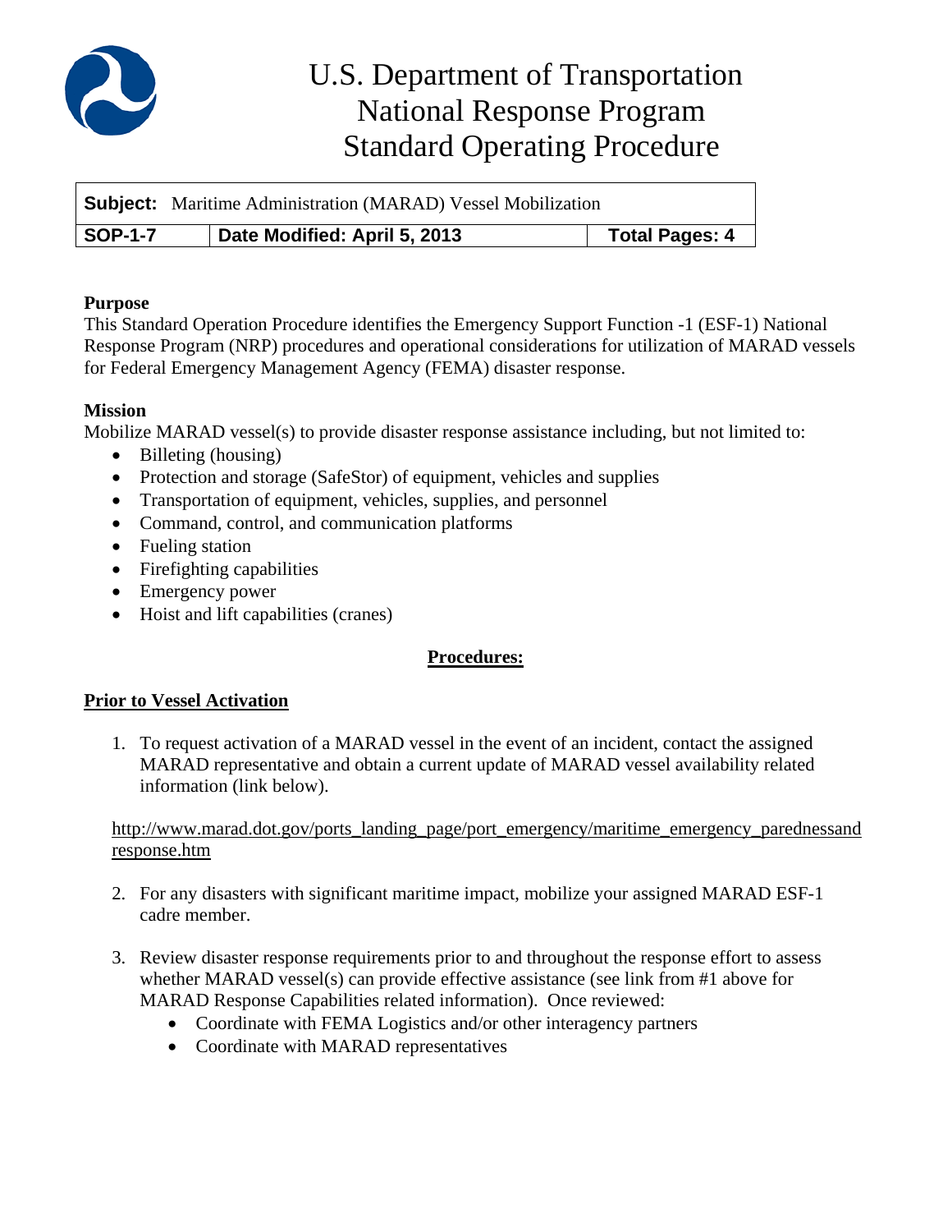# U.S. Department of Transportation
# National Response Program
# Standard Operating Procedure

| **Subject:** Maritime Administration (MARAD) Vessel Mobilization | | |
|---|---|---|
| **SOP-1-7** | **Date Modified: April 5, 2013** | **Total Pages: 4** |

**Purpose**

This Standard Operation Procedure identifies the Emergency Support Function -1 (ESF-1) National Response Program (NRP) procedures and operational considerations for utilization of MARAD vessels for Federal Emergency Management Agency (FEMA) disaster response.

**Mission**

Mobilize MARAD vessel(s) to provide disaster response assistance including, but not limited to:

- Billeting (housing)
- Protection and storage (SafeStor) of equipment, vehicles and supplies
- Transportation of equipment, vehicles, supplies, and personnel
- Command, control, and communication platforms
- Fueling station
- Firefighting capabilities
- Emergency power
- Hoist and lift capabilities (cranes)

## Procedures:

### Prior to Vessel Activation

1. To request activation of a MARAD vessel in the event of an incident, contact the assigned MARAD representative and obtain a current update of MARAD vessel availability related information (link below).

   http://www.marad.dot.gov/ports_landing_page/port_emergency/maritime_emergency_parednessandresponse.htm

2. For any disasters with significant maritime impact, mobilize your assigned MARAD ESF-1 cadre member.

3. Review disaster response requirements prior to and throughout the response effort to assess whether MARAD vessel(s) can provide effective assistance (see link from #1 above for MARAD Response Capabilities related information). Once reviewed:
   - Coordinate with FEMA Logistics and/or other interagency partners
   - Coordinate with MARAD representatives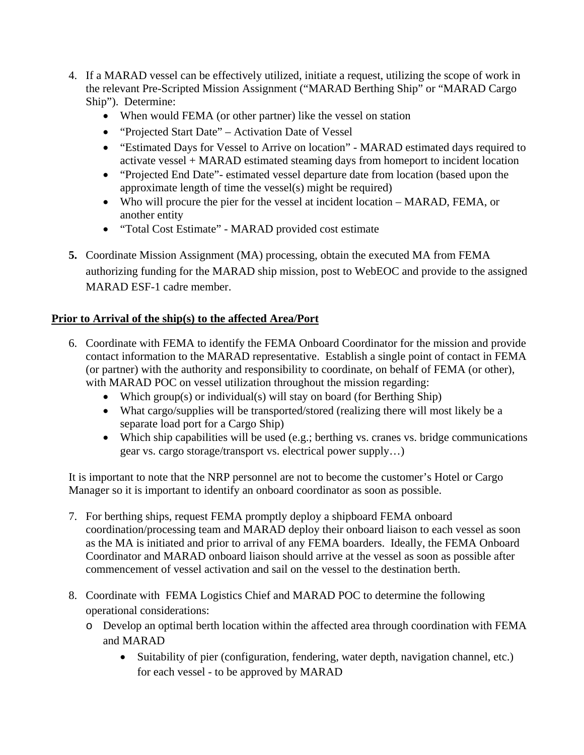4. If a MARAD vessel can be effectively utilized, initiate a request, utilizing the scope of work in the relevant Pre-Scripted Mission Assignment ("MARAD Berthing Ship" or "MARAD Cargo Ship"). Determine:
    - When would FEMA (or other partner) like the vessel on station
    - "Projected Start Date" – Activation Date of Vessel
    - "Estimated Days for Vessel to Arrive on location" - MARAD estimated days required to activate vessel + MARAD estimated steaming days from homeport to incident location
    - "Projected End Date"- estimated vessel departure date from location (based upon the approximate length of time the vessel(s) might be required)
    - Who will procure the pier for the vessel at incident location – MARAD, FEMA, or another entity
    - "Total Cost Estimate" - MARAD provided cost estimate

5. Coordinate Mission Assignment (MA) processing, obtain the executed MA from FEMA authorizing funding for the MARAD ship mission, post to WebEOC and provide to the assigned MARAD ESF-1 cadre member.

**Prior to Arrival of the ship(s) to the affected Area/Port**

6. Coordinate with FEMA to identify the FEMA Onboard Coordinator for the mission and provide contact information to the MARAD representative. Establish a single point of contact in FEMA (or partner) with the authority and responsibility to coordinate, on behalf of FEMA (or other), with MARAD POC on vessel utilization throughout the mission regarding:
    - Which group(s) or individual(s) will stay on board (for Berthing Ship)
    - What cargo/supplies will be transported/stored (realizing there will most likely be a separate load port for a Cargo Ship)
    - Which ship capabilities will be used (e.g.; berthing vs. cranes vs. bridge communications gear vs. cargo storage/transport vs. electrical power supply…)

It is important to note that the NRP personnel are not to become the customer's Hotel or Cargo Manager so it is important to identify an onboard coordinator as soon as possible.

7. For berthing ships, request FEMA promptly deploy a shipboard FEMA onboard coordination/processing team and MARAD deploy their onboard liaison to each vessel as soon as the MA is initiated and prior to arrival of any FEMA boarders. Ideally, the FEMA Onboard Coordinator and MARAD onboard liaison should arrive at the vessel as soon as possible after commencement of vessel activation and sail on the vessel to the destination berth.

8. Coordinate with FEMA Logistics Chief and MARAD POC to determine the following operational considerations:
    - Develop an optimal berth location within the affected area through coordination with FEMA and MARAD
        - Suitability of pier (configuration, fendering, water depth, navigation channel, etc.) for each vessel - to be approved by MARAD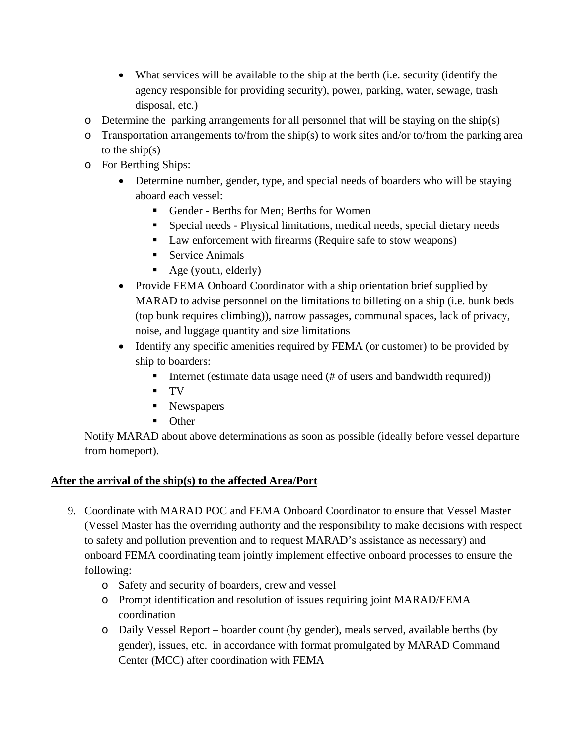- What services will be available to the ship at the berth (i.e. security (identify the agency responsible for providing security), power, parking, water, sewage, trash disposal, etc.)
    - Determine the parking arrangements for all personnel that will be staying on the ship(s)
    - Transportation arrangements to/from the ship(s) to work sites and/or to/from the parking area to the ship(s)
    - For Berthing Ships:
        - Determine number, gender, type, and special needs of boarders who will be staying aboard each vessel:
            - Gender - Berths for Men; Berths for Women
            - Special needs - Physical limitations, medical needs, special dietary needs
            - Law enforcement with firearms (Require safe to stow weapons)
            - Service Animals
            - Age (youth, elderly)
        - Provide FEMA Onboard Coordinator with a ship orientation brief supplied by MARAD to advise personnel on the limitations to billeting on a ship (i.e. bunk beds (top bunk requires climbing)), narrow passages, communal spaces, lack of privacy, noise, and luggage quantity and size limitations
        - Identify any specific amenities required by FEMA (or customer) to be provided by ship to boarders:
            - Internet (estimate data usage need (# of users and bandwidth required))
            - TV
            - Newspapers
            - Other

    Notify MARAD about above determinations as soon as possible (ideally before vessel departure from homeport).

**<u>After the arrival of the ship(s) to the affected Area/Port</u>**

9. Coordinate with MARAD POC and FEMA Onboard Coordinator to ensure that Vessel Master (Vessel Master has the overriding authority and the responsibility to make decisions with respect to safety and pollution prevention and to request MARAD's assistance as necessary) and onboard FEMA coordinating team jointly implement effective onboard processes to ensure the following:
    - Safety and security of boarders, crew and vessel
    - Prompt identification and resolution of issues requiring joint MARAD/FEMA coordination
    - Daily Vessel Report – boarder count (by gender), meals served, available berths (by gender), issues, etc. in accordance with format promulgated by MARAD Command Center (MCC) after coordination with FEMA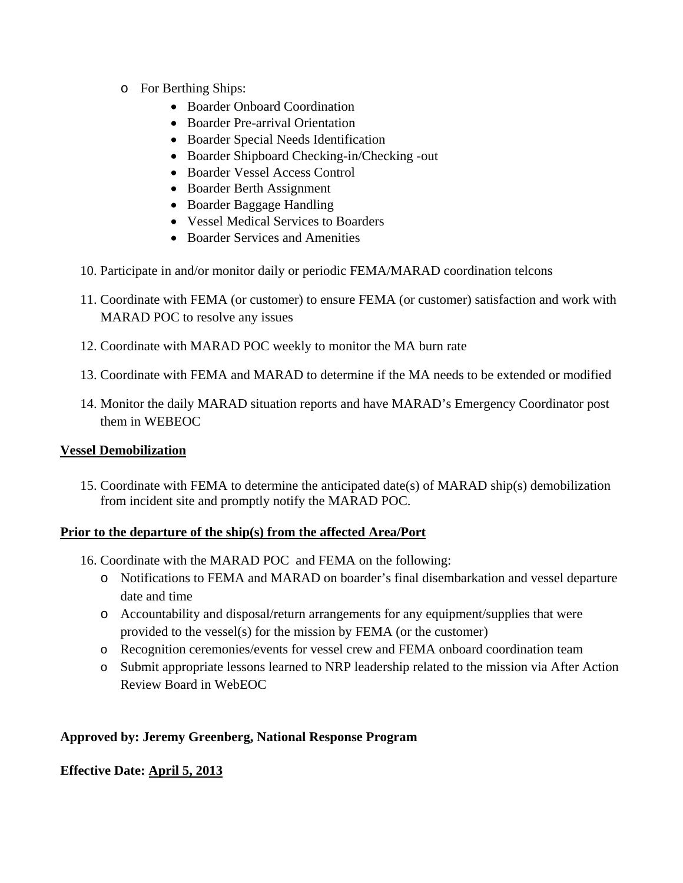- For Berthing Ships:
  - Boarder Onboard Coordination
  - Boarder Pre-arrival Orientation
  - Boarder Special Needs Identification
  - Boarder Shipboard Checking-in/Checking -out
  - Boarder Vessel Access Control
  - Boarder Berth Assignment
  - Boarder Baggage Handling
  - Vessel Medical Services to Boarders
  - Boarder Services and Amenities

10. Participate in and/or monitor daily or periodic FEMA/MARAD coordination telcons

11. Coordinate with FEMA (or customer) to ensure FEMA (or customer) satisfaction and work with MARAD POC to resolve any issues

12. Coordinate with MARAD POC weekly to monitor the MA burn rate

13. Coordinate with FEMA and MARAD to determine if the MA needs to be extended or modified

14. Monitor the daily MARAD situation reports and have MARAD's Emergency Coordinator post them in WEBEOC

**<u>Vessel Demobilization</u>**

15. Coordinate with FEMA to determine the anticipated date(s) of MARAD ship(s) demobilization from incident site and promptly notify the MARAD POC.

**<u>Prior to the departure of the ship(s) from the affected Area/Port</u>**

16. Coordinate with the MARAD POC and FEMA on the following:
    - Notifications to FEMA and MARAD on boarder's final disembarkation and vessel departure date and time
    - Accountability and disposal/return arrangements for any equipment/supplies that were provided to the vessel(s) for the mission by FEMA (or the customer)
    - Recognition ceremonies/events for vessel crew and FEMA onboard coordination team
    - Submit appropriate lessons learned to NRP leadership related to the mission via After Action Review Board in WebEOC

**Approved by: Jeremy Greenberg, National Response Program**

**Effective Date: <u>April 5, 2013</u>**